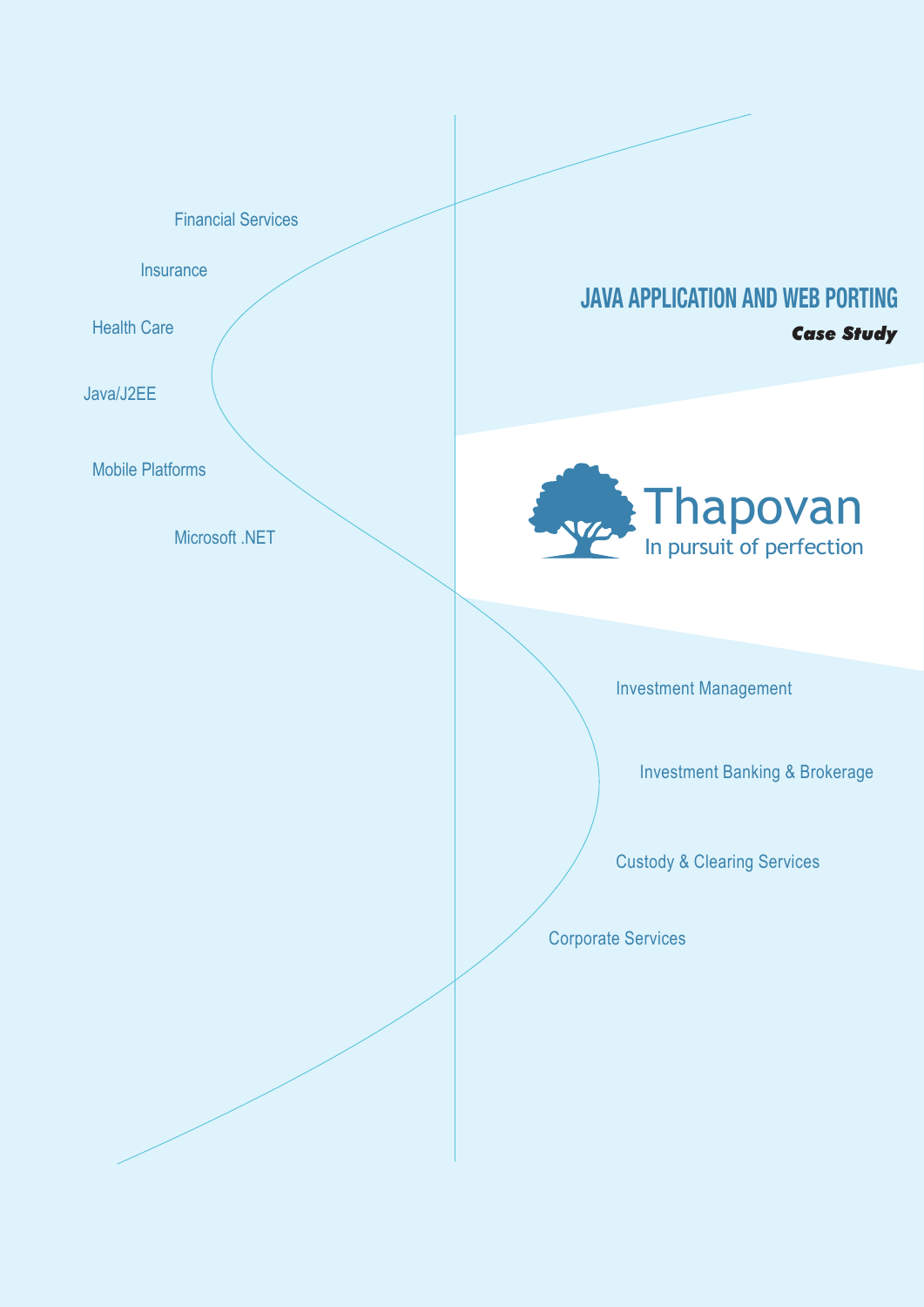Financial Services

Insurance

Health Care

Java/J2EE

Mobile Platforms

Microsoft .NET

# JAVA APPLICATION AND WEB PORTING

***Case Study***

Thapovan

In pursuit of perfection

Investment Management

Investment Banking & Brokerage

Custody & Clearing Services

Corporate Services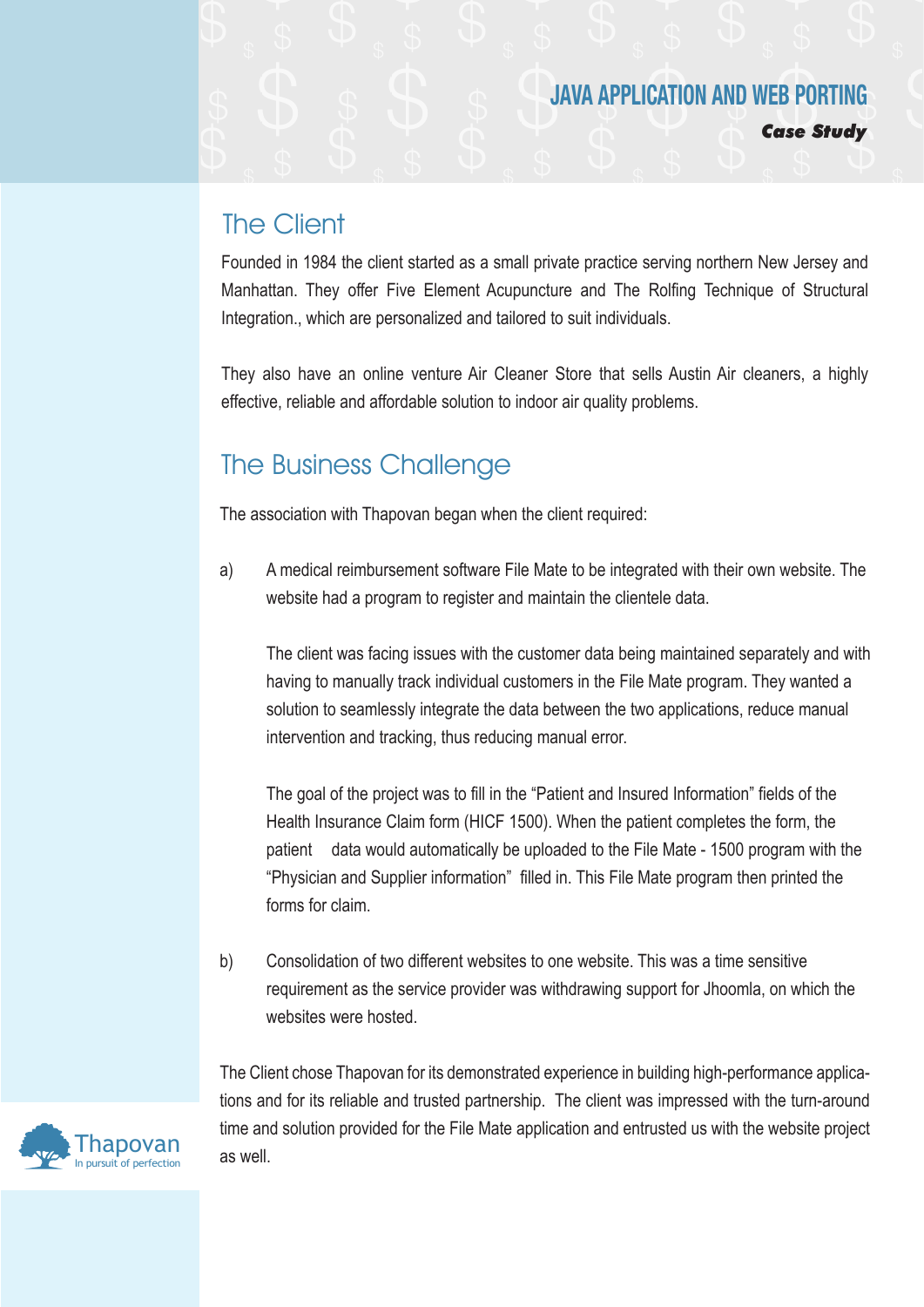# JAVA APPLICATION AND WEB PORTING

***Case Study***

## The Client

Founded in 1984 the client started as a small private practice serving northern New Jersey and Manhattan. They offer Five Element Acupuncture and The Rolfing Technique of Structural Integration., which are personalized and tailored to suit individuals.

They also have an online venture Air Cleaner Store that sells Austin Air cleaners, a highly effective, reliable and affordable solution to indoor air quality problems.

## The Business Challenge

The association with Thapovan began when the client required:

a) A medical reimbursement software File Mate to be integrated with their own website. The website had a program to register and maintain the clientele data.

   The client was facing issues with the customer data being maintained separately and with having to manually track individual customers in the File Mate program. They wanted a solution to seamlessly integrate the data between the two applications, reduce manual intervention and tracking, thus reducing manual error.

   The goal of the project was to fill in the "Patient and Insured Information" fields of the Health Insurance Claim form (HICF 1500). When the patient completes the form, the patient data would automatically be uploaded to the File Mate - 1500 program with the "Physician and Supplier information" filled in. This File Mate program then printed the forms for claim.

b) Consolidation of two different websites to one website. This was a time sensitive requirement as the service provider was withdrawing support for Jhoomla, on which the websites were hosted.

The Client chose Thapovan for its demonstrated experience in building high-performance applications and for its reliable and trusted partnership. The client was impressed with the turn-around time and solution provided for the File Mate application and entrusted us with the website project as well.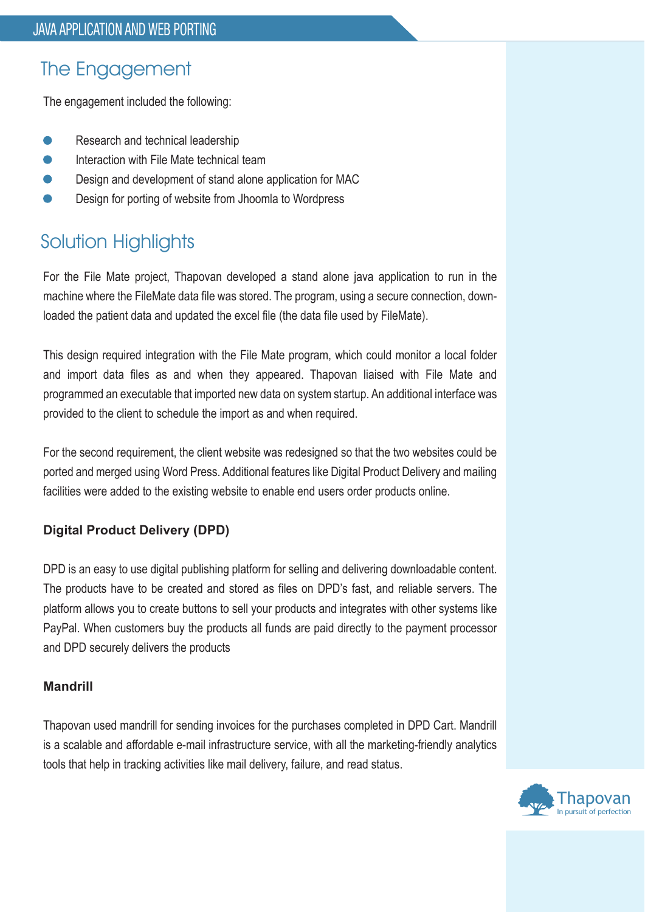## The Engagement

The engagement included the following:

- Research and technical leadership
- Interaction with File Mate technical team
- Design and development of stand alone application for MAC
- Design for porting of website from Jhoomla to Wordpress

## Solution Highlights

For the File Mate project, Thapovan developed a stand alone java application to run in the machine where the FileMate data file was stored. The program, using a secure connection, downloaded the patient data and updated the excel file (the data file used by FileMate).

This design required integration with the File Mate program, which could monitor a local folder and import data files as and when they appeared. Thapovan liaised with File Mate and programmed an executable that imported new data on system startup. An additional interface was provided to the client to schedule the import as and when required.

For the second requirement, the client website was redesigned so that the two websites could be ported and merged using Word Press. Additional features like Digital Product Delivery and mailing facilities were added to the existing website to enable end users order products online.

### Digital Product Delivery (DPD)

DPD is an easy to use digital publishing platform for selling and delivering downloadable content. The products have to be created and stored as files on DPD's fast, and reliable servers. The platform allows you to create buttons to sell your products and integrates with other systems like PayPal. When customers buy the products all funds are paid directly to the payment processor and DPD securely delivers the products

### Mandrill

Thapovan used mandrill for sending invoices for the purchases completed in DPD Cart. Mandrill is a scalable and affordable e-mail infrastructure service, with all the marketing-friendly analytics tools that help in tracking activities like mail delivery, failure, and read status.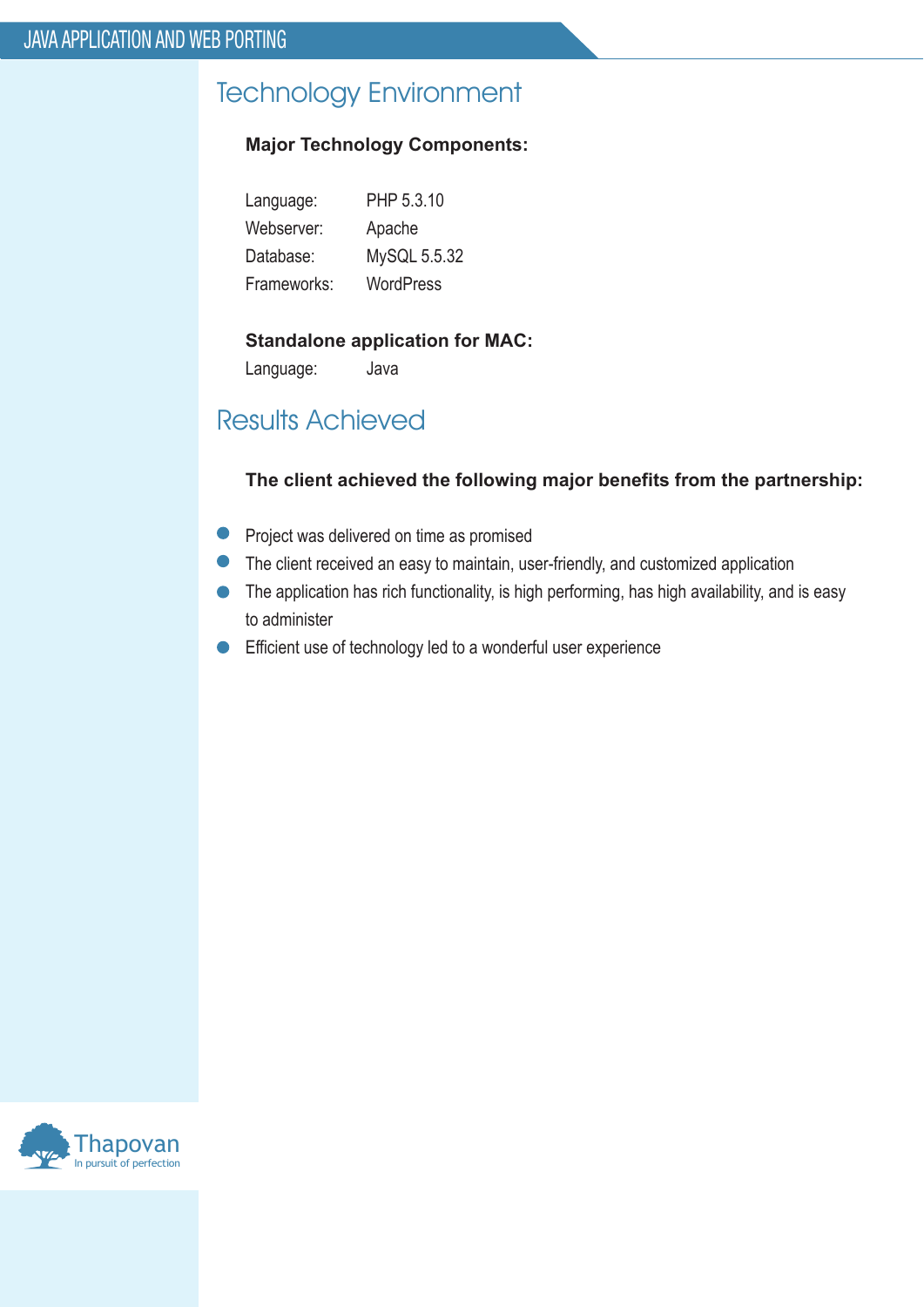## Technology Environment

**Major Technology Components:**

| | |
|---|---|
| Language: | PHP 5.3.10 |
| Webserver: | Apache |
| Database: | MySQL 5.5.32 |
| Frameworks: | WordPress |

**Standalone application for MAC:**

Language: Java

## Results Achieved

**The client achieved the following major benefits from the partnership:**

- Project was delivered on time as promised
- The client received an easy to maintain, user-friendly, and customized application
- The application has rich functionality, is high performing, has high availability, and is easy to administer
- Efficient use of technology led to a wonderful user experience

Thapovan
In pursuit of perfection